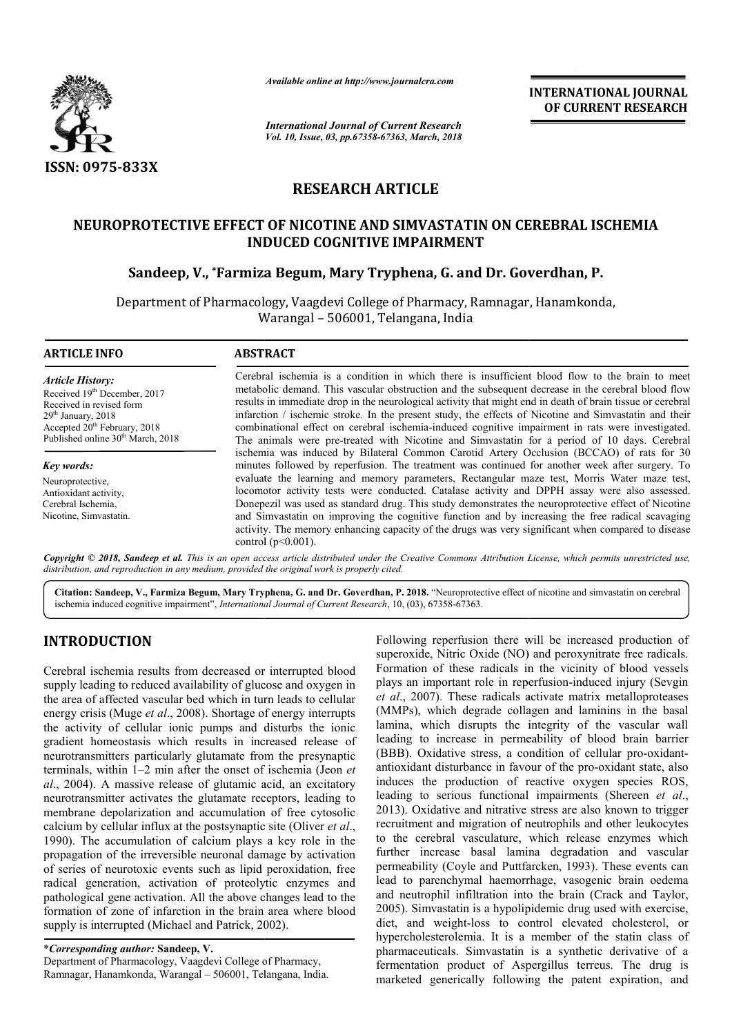*Available online at http://www.journalcra.com*

*International Journal of Current Research*
*Vol. 10, Issue, 03, pp.67358-67363, March, 2018*

**INTERNATIONAL JOURNAL OF CURRENT RESEARCH**

ISSN: 0975-833X

# RESEARCH ARTICLE

## NEUROPROTECTIVE EFFECT OF NICOTINE AND SIMVASTATIN ON CEREBRAL ISCHEMIA INDUCED COGNITIVE IMPAIRMENT

**Sandeep, V., \*Farmiza Begum, Mary Tryphena, G. and Dr. Goverdhan, P.**

Department of Pharmacology, Vaagdevi College of Pharmacy, Ramnagar, Hanamkonda, Warangal – 506001, Telangana, India

### ARTICLE INFO

*Article History:*
Received 19th December, 2017
Received in revised form 29th January, 2018
Accepted 20th February, 2018
Published online 30th March, 2018

*Key words:*
Neuroprotective, Antioxidant activity, Cerebral Ischemia, Nicotine, Simvastatin.

### ABSTRACT

Cerebral ischemia is a condition in which there is insufficient blood flow to the brain to meet metabolic demand. This vascular obstruction and the subsequent decrease in the cerebral blood flow results in immediate drop in the neurological activity that might end in death of brain tissue or cerebral infarction / ischemic stroke. In the present study, the effects of Nicotine and Simvastatin and their combinational effect on cerebral ischemia-induced cognitive impairment in rats were investigated. The animals were pre-treated with Nicotine and Simvastatin for a period of 10 days. Cerebral ischemia was induced by Bilateral Common Carotid Artery Occlusion (BCCAO) of rats for 30 minutes followed by reperfusion. The treatment was continued for another week after surgery. To evaluate the learning and memory parameters, Rectangular maze test, Morris Water maze test, locomotor activity tests were conducted. Catalase activity and DPPH assay were also assessed. Donepezil was used as standard drug. This study demonstrates the neuroprotective effect of Nicotine and Simvastatin on improving the cognitive function and by increasing the free radical scavaging activity. The memory enhancing capacity of the drugs was very significant when compared to disease control ($p<0.001$).

*Copyright © 2018, Sandeep et al. This is an open access article distributed under the Creative Commons Attribution License, which permits unrestricted use, distribution, and reproduction in any medium, provided the original work is properly cited.*

**Citation: Sandeep, V., Farmiza Begum, Mary Tryphena, G. and Dr. Goverdhan, P. 2018.** "Neuroprotective effect of nicotine and simvastatin on cerebral ischemia induced cognitive impairment", *International Journal of Current Research*, 10, (03), 67358-67363.

## INTRODUCTION

Cerebral ischemia results from decreased or interrupted blood supply leading to reduced availability of glucose and oxygen in the area of affected vascular bed which in turn leads to cellular energy crisis (Muge *et al*., 2008). Shortage of energy interrupts the activity of cellular ionic pumps and disturbs the ionic gradient homeostasis which results in increased release of neurotransmitters particularly glutamate from the presynaptic terminals, within 1–2 min after the onset of ischemia (Jeon *et al*., 2004). A massive release of glutamic acid, an excitatory neurotransmitter activates the glutamate receptors, leading to membrane depolarization and accumulation of free cytosolic calcium by cellular influx at the postsynaptic site (Oliver *et al*., 1990). The accumulation of calcium plays a key role in the propagation of the irreversible neuronal damage by activation of series of neurotoxic events such as lipid peroxidation, free radical generation, activation of proteolytic enzymes and pathological gene activation. All the above changes lead to the formation of zone of infarction in the brain area where blood supply is interrupted (Michael and Patrick, 2002).

Following reperfusion there will be increased production of superoxide, Nitric Oxide (NO) and peroxynitrate free radicals. Formation of these radicals in the vicinity of blood vessels plays an important role in reperfusion-induced injury (Sevgin *et al*., 2007). These radicals activate matrix metalloproteases (MMPs), which degrade collagen and laminins in the basal lamina, which disrupts the integrity of the vascular wall leading to increase in permeability of blood brain barrier (BBB). Oxidative stress, a condition of cellular pro-oxidant-antioxidant disturbance in favour of the pro-oxidant state, also induces the production of reactive oxygen species ROS, leading to serious functional impairments (Shereen *et al*., 2013). Oxidative and nitrative stress are also known to trigger recruitment and migration of neutrophils and other leukocytes to the cerebral vasculature, which release enzymes which further increase basal lamina degradation and vascular permeability (Coyle and Puttfarcken, 1993). These events can lead to parenchymal haemorrhage, vasogenic brain oedema and neutrophil infiltration into the brain (Crack and Taylor, 2005). Simvastatin is a hypolipidemic drug used with exercise, diet, and weight-loss to control elevated cholesterol, or hypercholesterolemia. It is a member of the statin class of pharmaceuticals. Simvastatin is a synthetic derivative of a fermentation product of Aspergillus terreus. The drug is marketed generically following the patent expiration, and

\**Corresponding author:* **Sandeep, V.**
Department of Pharmacology, Vaagdevi College of Pharmacy, Ramnagar, Hanamkonda, Warangal – 506001, Telangana, India.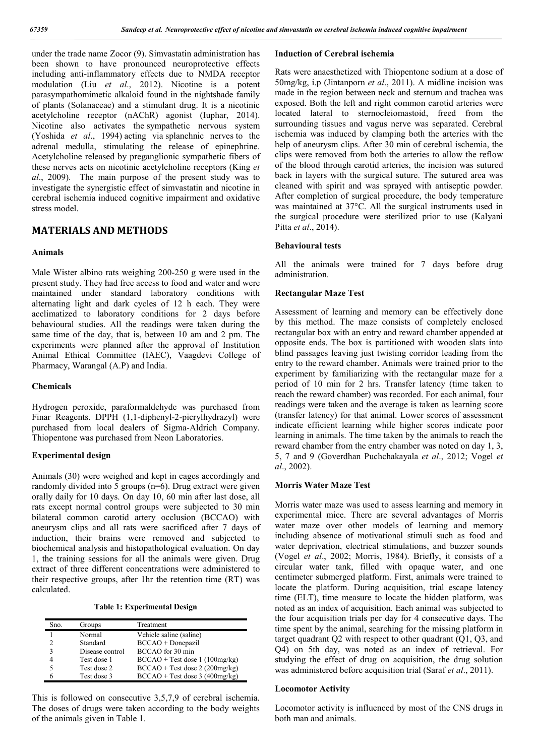under the trade name Zocor (9). Simvastatin administration has been shown to have pronounced neuroprotective effects including anti-inflammatory effects due to NMDA receptor modulation (Liu *et al*., 2012). Nicotine is a potent parasympathomimetic alkaloid found in the nightshade family of plants (Solanaceae) and a stimulant drug. It is a nicotinic acetylcholine receptor (nAChR) agonist (Iuphar, 2014). Nicotine also activates the sympathetic nervous system (Yoshida *et al*., 1994) acting via splanchnic nerves to the adrenal medulla, stimulating the release of epinephrine. Acetylcholine released by preganglionic sympathetic fibers of these nerves acts on nicotinic acetylcholine receptors (King *et al*., 2009). The main purpose of the present study was to investigate the synergistic effect of simvastatin and nicotine in cerebral ischemia induced cognitive impairment and oxidative stress model.

## MATERIALS AND METHODS

### Animals

Male Wister albino rats weighing 200-250 g were used in the present study. They had free access to food and water and were maintained under standard laboratory conditions with alternating light and dark cycles of 12 h each. They were acclimatized to laboratory conditions for 2 days before behavioural studies. All the readings were taken during the same time of the day, that is, between 10 am and 2 pm. The experiments were planned after the approval of Institution Animal Ethical Committee (IAEC), Vaagdevi College of Pharmacy, Warangal (A.P) and India.

### Chemicals

Hydrogen peroxide, paraformaldehyde was purchased from Finar Reagents. DPPH (1,1-diphenyl-2-picrylhydrazyl) were purchased from local dealers of Sigma-Aldrich Company. Thiopentone was purchased from Neon Laboratories.

### Experimental design

Animals (30) were weighed and kept in cages accordingly and randomly divided into 5 groups (n=6). Drug extract were given orally daily for 10 days. On day 10, 60 min after last dose, all rats except normal control groups were subjected to 30 min bilateral common carotid artery occlusion (BCCAO) with aneurysm clips and all rats were sacrificed after 7 days of induction, their brains were removed and subjected to biochemical analysis and histopathological evaluation. On day 1, the training sessions for all the animals were given. Drug extract of three different concentrations were administered to their respective groups, after 1hr the retention time (RT) was calculated.

**Table 1: Experimental Design**

| Sno. | Groups | Treatment |
|---|---|---|
| 1 | Normal | Vehicle saline (saline) |
| 2 | Standard | BCCAO + Donepazil |
| 3 | Disease control | BCCAO for 30 min |
| 4 | Test dose 1 | BCCAO + Test dose 1 (100mg/kg) |
| 5 | Test dose 2 | BCCAO + Test dose 2 (200mg/kg) |
| 6 | Test dose 3 | BCCAO + Test dose 3 (400mg/kg) |

This is followed on consecutive 3,5,7,9 of cerebral ischemia. The doses of drugs were taken according to the body weights of the animals given in Table 1.

### Induction of Cerebral ischemia

Rats were anaesthetized with Thiopentone sodium at a dose of 50mg/kg, i.p (Jintanporn *et al*., 2011). A midline incision was made in the region between neck and sternum and trachea was exposed. Both the left and right common carotid arteries were located lateral to sternocleiomastoid, freed from the surrounding tissues and vagus nerve was separated. Cerebral ischemia was induced by clamping both the arteries with the help of aneurysm clips. After 30 min of cerebral ischemia, the clips were removed from both the arteries to allow the reflow of the blood through carotid arteries, the incision was sutured back in layers with the surgical suture. The sutured area was cleaned with spirit and was sprayed with antiseptic powder. After completion of surgical procedure, the body temperature was maintained at 37°C. All the surgical instruments used in the surgical procedure were sterilized prior to use (Kalyani Pitta *et al*., 2014).

### Behavioural tests

All the animals were trained for 7 days before drug administration.

### Rectangular Maze Test

Assessment of learning and memory can be effectively done by this method. The maze consists of completely enclosed rectangular box with an entry and reward chamber appended at opposite ends. The box is partitioned with wooden slats into blind passages leaving just twisting corridor leading from the entry to the reward chamber. Animals were trained prior to the experiment by familiarizing with the rectangular maze for a period of 10 min for 2 hrs. Transfer latency (time taken to reach the reward chamber) was recorded. For each animal, four readings were taken and the average is taken as learning score (transfer latency) for that animal. Lower scores of assessment indicate efficient learning while higher scores indicate poor learning in animals. The time taken by the animals to reach the reward chamber from the entry chamber was noted on day 1, 3, 5, 7 and 9 (Goverdhan Puchchakayala *et al*., 2012; Vogel *et al*., 2002).

### Morris Water Maze Test

Morris water maze was used to assess learning and memory in experimental mice. There are several advantages of Morris water maze over other models of learning and memory including absence of motivational stimuli such as food and water deprivation, electrical stimulations, and buzzer sounds (Vogel *et al*., 2002; Morris, 1984). Briefly, it consists of a circular water tank, filled with opaque water, and one centimeter submerged platform. First, animals were trained to locate the platform. During acquisition, trial escape latency time (ELT), time measure to locate the hidden platform, was noted as an index of acquisition. Each animal was subjected to the four acquisition trials per day for 4 consecutive days. The time spent by the animal, searching for the missing platform in target quadrant Q2 with respect to other quadrant (Q1, Q3, and Q4) on 5th day, was noted as an index of retrieval. For studying the effect of drug on acquisition, the drug solution was administered before acquisition trial (Saraf *et al*., 2011).

### Locomotor Activity

Locomotor activity is influenced by most of the CNS drugs in both man and animals.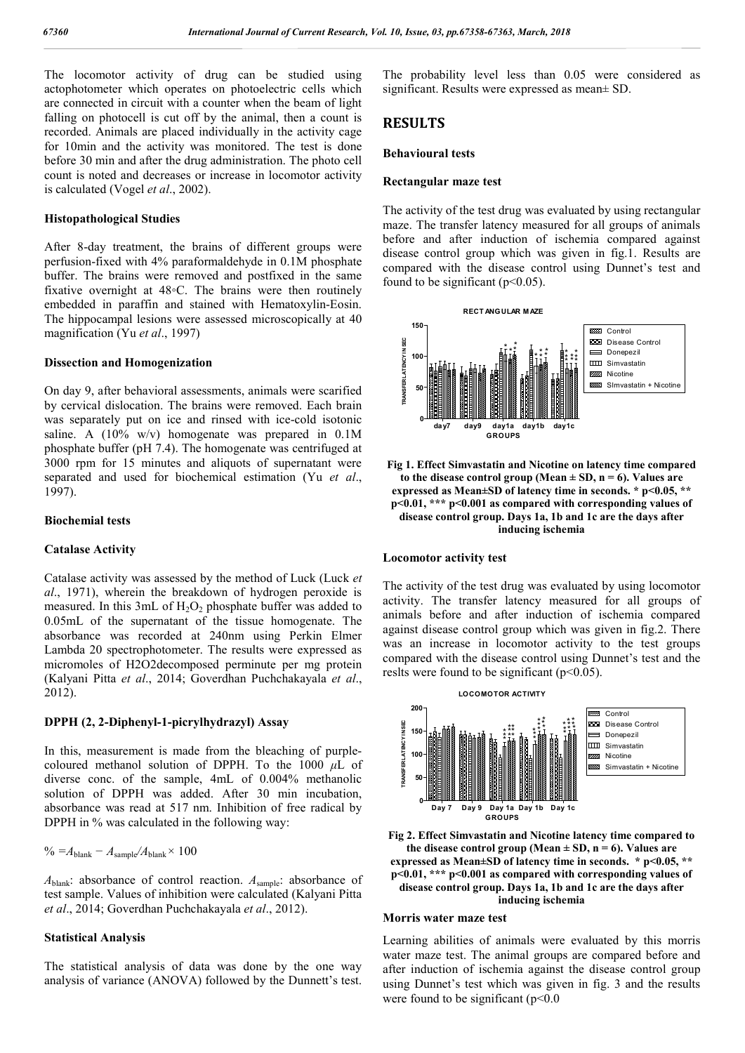The locomotor activity of drug can be studied using actophotometer which operates on photoelectric cells which are connected in circuit with a counter when the beam of light falling on photocell is cut off by the animal, then a count is recorded. Animals are placed individually in the activity cage for 10min and the activity was monitored. The test is done before 30 min and after the drug administration. The photo cell count is noted and decreases or increase in locomotor activity is calculated (Vogel *et al*., 2002).

### Histopathological Studies

After 8-day treatment, the brains of different groups were perfusion-fixed with 4% paraformaldehyde in 0.1M phosphate buffer. The brains were removed and postfixed in the same fixative overnight at 48◦C. The brains were then routinely embedded in paraffin and stained with Hematoxylin-Eosin. The hippocampal lesions were assessed microscopically at 40 magnification (Yu *et al*., 1997)

### Dissection and Homogenization

On day 9, after behavioral assessments, animals were scarified by cervical dislocation. The brains were removed. Each brain was separately put on ice and rinsed with ice-cold isotonic saline. A (10% w/v) homogenate was prepared in 0.1M phosphate buffer (pH 7.4). The homogenate was centrifuged at 3000 rpm for 15 minutes and aliquots of supernatant were separated and used for biochemical estimation (Yu *et al*., 1997).

### Biochemial tests

### Catalase Activity

Catalase activity was assessed by the method of Luck (Luck *et al*., 1971), wherein the breakdown of hydrogen peroxide is measured. In this 3mL of $H_2O_2$ phosphate buffer was added to 0.05mL of the supernatant of the tissue homogenate. The absorbance was recorded at 240nm using Perkin Elmer Lambda 20 spectrophotometer. The results were expressed as micromoles of H2O2decomposed perminute per mg protein (Kalyani Pitta *et al*., 2014; Goverdhan Puchchakayala *et al*., 2012).

### DPPH (2, 2-Diphenyl-1-picrylhydrazyl) Assay

In this, measurement is made from the bleaching of purple-coloured methanol solution of DPPH. To the 1000 $\mu$L of diverse conc. of the sample, 4mL of 0.004% methanolic solution of DPPH was added. After 30 min incubation, absorbance was read at 517 nm. Inhibition of free radical by DPPH in % was calculated in the following way:

$$\% = A_{blank} - A_{sample} / A_{blank} \times 100$$

$A_{blank}$: absorbance of control reaction. $A_{sample}$: absorbance of test sample. Values of inhibition were calculated (Kalyani Pitta *et al*., 2014; Goverdhan Puchchakayala *et al*., 2012).

### Statistical Analysis

The statistical analysis of data was done by the one way analysis of variance (ANOVA) followed by the Dunnett's test. The probability level less than 0.05 were considered as significant. Results were expressed as mean± SD.

## RESULTS

### Behavioural tests

### Rectangular maze test

The activity of the test drug was evaluated by using rectangular maze. The transfer latency measured for all groups of animals before and after induction of ischemia compared against disease control group which was given in fig.1. Results are compared with the disease control using Dunnet's test and found to be significant ($p<0.05$).

**Fig 1. Effect Simvastatin and Nicotine on latency time compared to the disease control group (Mean ± SD, n = 6). Values are expressed as Mean±SD of latency time in seconds. * p<0.05, ** p<0.01, *** p<0.001 as compared with corresponding values of disease control group. Days 1a, 1b and 1c are the days after inducing ischemia**

### Locomotor activity test

The activity of the test drug was evaluated by using locomotor activity. The transfer latency measured for all groups of animals before and after induction of ischemia compared against disease control group which was given in fig.2. There was an increase in locomotor activity to the test groups compared with the disease control using Dunnet's test and the reslts were found to be significant ($p<0.05$).

**Fig 2. Effect Simvastatin and Nicotine latency time compared to the disease control group (Mean ± SD, n = 6). Values are expressed as Mean±SD of latency time in seconds. * p<0.05, ** p<0.01, *** p<0.001 as compared with corresponding values of disease control group. Days 1a, 1b and 1c are the days after inducing ischemia**

### Morris water maze test

Learning abilities of animals were evaluated by this morris water maze test. The animal groups are compared before and after induction of ischemia against the disease control group using Dunnet's test which was given in fig. 3 and the results were found to be significant (p<0.0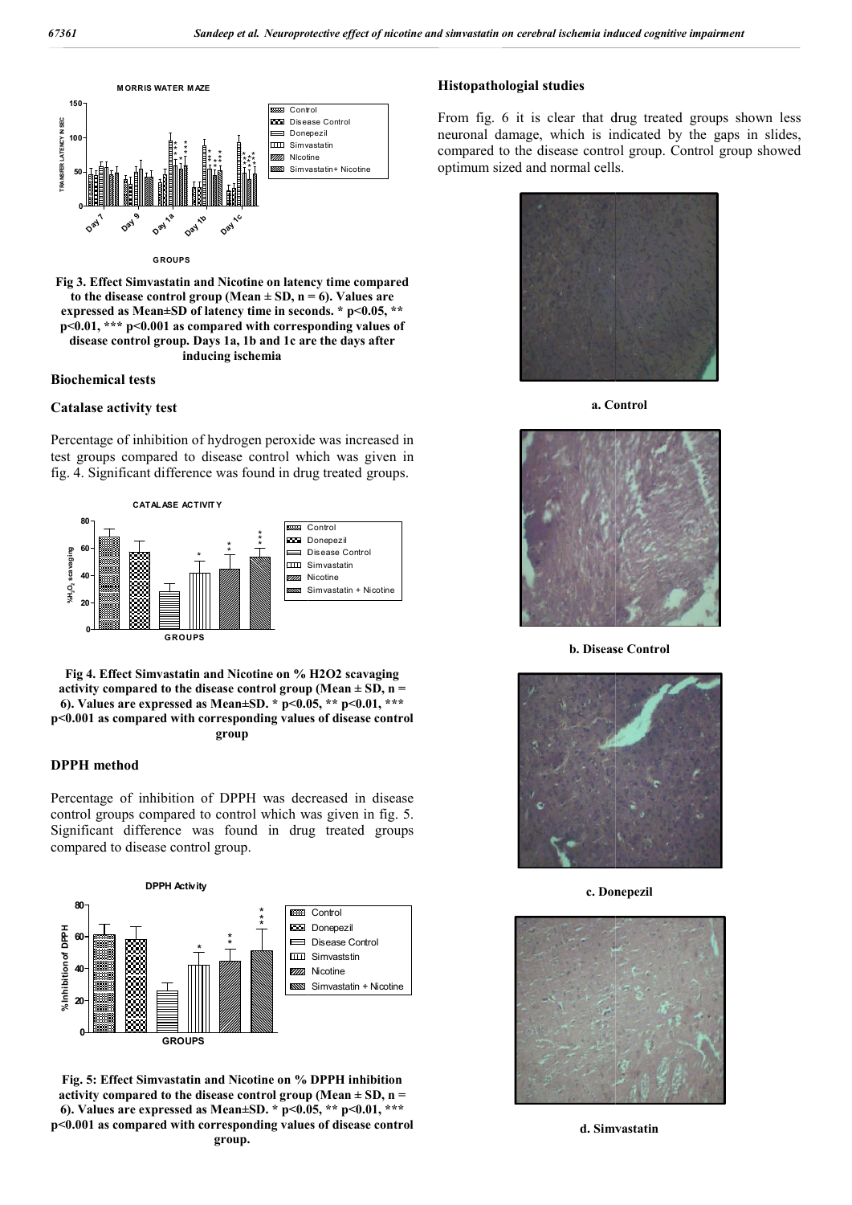Fig 3. Effect Simvastatin and Nicotine on latency time compared to the disease control group (Mean ± SD, n = 6). Values are expressed as Mean±SD of latency time in seconds. * $p<0.05$, ** $p<0.01$, *** $p<0.001$ as compared with corresponding values of disease control group. Days 1a, 1b and 1c are the days after inducing ischemia

## Biochemical tests

### Catalase activity test

Percentage of inhibition of hydrogen peroxide was increased in test groups compared to disease control which was given in fig. 4. Significant difference was found in drug treated groups.

Fig 4. Effect Simvastatin and Nicotine on % H2O2 scavaging activity compared to the disease control group (Mean ± SD, n = 6). Values are expressed as Mean±SD. * $p<0.05$, ** $p<0.01$, *** $p<0.001$ as compared with corresponding values of disease control group

### DPPH method

Percentage of inhibition of DPPH was decreased in disease control groups compared to control which was given in fig. 5. Significant difference was found in drug treated groups compared to disease control group.

Fig. 5: Effect Simvastatin and Nicotine on % DPPH inhibition activity compared to the disease control group (Mean ± SD, n = 6). Values are expressed as Mean±SD. * $p<0.05$, ** $p<0.01$, *** $p<0.001$ as compared with corresponding values of disease control group.

## Histopathologial studies

From fig. 6 it is clear that drug treated groups shown less neuronal damage, which is indicated by the gaps in slides, compared to the disease control group. Control group showed optimum sized and normal cells.

a. Control

b. Disease Control

c. Donepezil

d. Simvastatin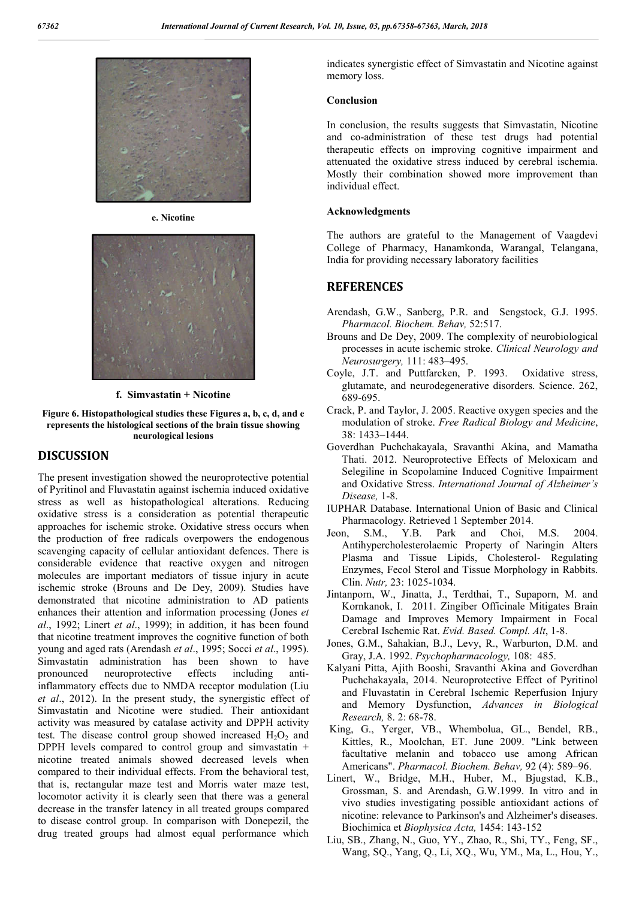e. Nicotine

f. Simvastatin + Nicotine

**Figure 6. Histopathological studies these Figures a, b, c, d, and e represents the histological sections of the brain tissue showing neurological lesions**

## DISCUSSION

The present investigation showed the neuroprotective potential of Pyritinol and Fluvastatin against ischemia induced oxidative stress as well as histopathological alterations. Reducing oxidative stress is a consideration as potential therapeutic approaches for ischemic stroke. Oxidative stress occurs when the production of free radicals overpowers the endogenous scavenging capacity of cellular antioxidant defences. There is considerable evidence that reactive oxygen and nitrogen molecules are important mediators of tissue injury in acute ischemic stroke (Brouns and De Dey, 2009). Studies have demonstrated that nicotine administration to AD patients enhances their attention and information processing (Jones *et al*., 1992; Linert *et al*., 1999); in addition, it has been found that nicotine treatment improves the cognitive function of both young and aged rats (Arendash *et al*., 1995; Socci *et al*., 1995). Simvastatin administration has been shown to have pronounced neuroprotective effects including anti-inflammatory effects due to NMDA receptor modulation (Liu *et al*., 2012). In the present study, the synergistic effect of Simvastatin and Nicotine were studied. Their antioxidant activity was measured by catalase activity and DPPH activity test. The disease control group showed increased $H_2O_2$ and DPPH levels compared to control group and simvastatin + nicotine treated animals showed decreased levels when compared to their individual effects. From the behavioral test, that is, rectangular maze test and Morris water maze test, locomotor activity it is clearly seen that there was a general decrease in the transfer latency in all treated groups compared to disease control group. In comparison with Donepezil, the drug treated groups had almost equal performance which indicates synergistic effect of Simvastatin and Nicotine against memory loss.

### Conclusion

In conclusion, the results suggests that Simvastatin, Nicotine and co-administration of these test drugs had potential therapeutic effects on improving cognitive impairment and attenuated the oxidative stress induced by cerebral ischemia. Mostly their combination showed more improvement than individual effect.

### Acknowledgments

The authors are grateful to the Management of Vaagdevi College of Pharmacy, Hanamkonda, Warangal, Telangana, India for providing necessary laboratory facilities

## REFERENCES

Arendash, G.W., Sanberg, P.R. and Sengstock, G.J. 1995. *Pharmacol. Biochem. Behav,* 52:517.

Brouns and De Dey, 2009. The complexity of neurobiological processes in acute ischemic stroke. *Clinical Neurology and Neurosurgery,* 111: 483–495.

Coyle, J.T. and Puttfarcken, P. 1993. Oxidative stress, glutamate, and neurodegenerative disorders. Science. 262, 689-695.

Crack, P. and Taylor, J. 2005. Reactive oxygen species and the modulation of stroke. *Free Radical Biology and Medicine*, 38: 1433–1444.

Goverdhan Puchchakayala, Sravanthi Akina, and Mamatha Thati. 2012. Neuroprotective Effects of Meloxicam and Selegiline in Scopolamine Induced Cognitive Impairment and Oxidative Stress. *International Journal of Alzheimer's Disease,* 1-8.

IUPHAR Database. International Union of Basic and Clinical Pharmacology. Retrieved 1 September 2014.

Jeon, S.M., Y.B. Park and Choi, M.S. 2004. Antihypercholesterolaemic Property of Naringin Alters Plasma and Tissue Lipids, Cholesterol- Regulating Enzymes, Fecol Sterol and Tissue Morphology in Rabbits. Clin. *Nutr,* 23: 1025-1034.

Jintanporn, W., Jinatta, J., Terdthai, T., Supaporn, M. and Kornkanok, I. 2011. Zingiber Officinale Mitigates Brain Damage and Improves Memory Impairment in Focal Cerebral Ischemic Rat. *Evid. Based. Compl. Alt*, 1-8.

Jones, G.M., Sahakian, B.J., Levy, R., Warburton, D.M. and Gray, J.A. 1992. *Psychopharmacology,* 108: 485.

Kalyani Pitta, Ajith Booshi, Sravanthi Akina and Goverdhan Puchchakayala, 2014. Neuroprotective Effect of Pyritinol and Fluvastatin in Cerebral Ischemic Reperfusion Injury and Memory Dysfunction, *Advances in Biological Research,* 8. 2: 68-78.

King, G., Yerger, VB., Whembolua, GL., Bendel, RB., Kittles, R., Moolchan, ET. June 2009. "Link between facultative melanin and tobacco use among African Americans". *Pharmacol. Biochem. Behav,* 92 (4): 589–96.

Linert, W., Bridge, M.H., Huber, M., Bjugstad, K.B., Grossman, S. and Arendash, G.W.1999. In vitro and in vivo studies investigating possible antioxidant actions of nicotine: relevance to Parkinson's and Alzheimer's diseases. Biochimica et *Biophysica Acta,* 1454: 143-152

Liu, SB., Zhang, N., Guo, YY., Zhao, R., Shi, TY., Feng, SF., Wang, SQ., Yang, Q., Li, XQ., Wu, YM., Ma, L., Hou, Y.,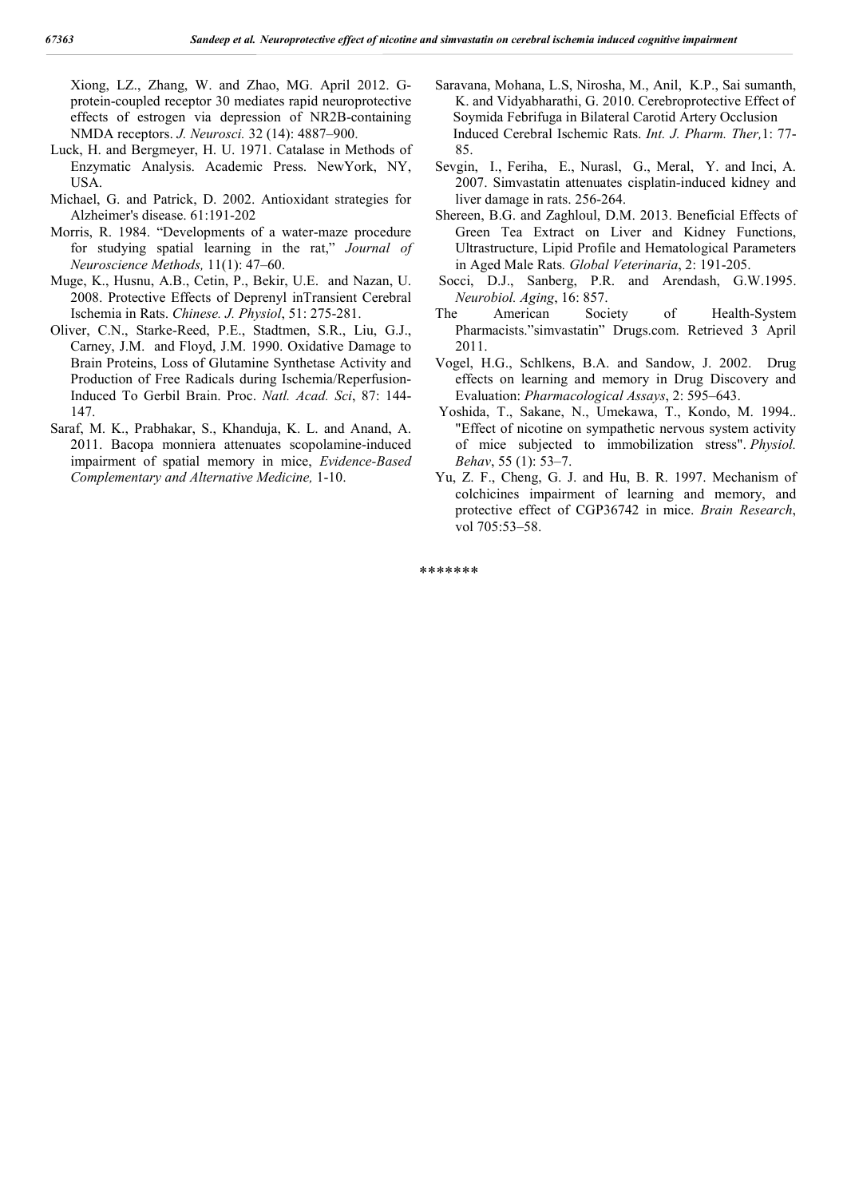Xiong, LZ., Zhang, W. and Zhao, MG. April 2012. G-protein-coupled receptor 30 mediates rapid neuroprotective effects of estrogen via depression of NR2B-containing NMDA receptors. *J. Neurosci.* 32 (14): 4887–900.

Luck, H. and Bergmeyer, H. U. 1971. Catalase in Methods of Enzymatic Analysis. Academic Press. NewYork, NY, USA.

Michael, G. and Patrick, D. 2002. Antioxidant strategies for Alzheimer's disease. 61:191-202

Morris, R. 1984. "Developments of a water-maze procedure for studying spatial learning in the rat," *Journal of Neuroscience Methods,* 11(1): 47–60.

Muge, K., Husnu, A.B., Cetin, P., Bekir, U.E. and Nazan, U. 2008. Protective Effects of Deprenyl inTransient Cerebral Ischemia in Rats. *Chinese. J. Physiol*, 51: 275-281.

Oliver, C.N., Starke-Reed, P.E., Stadtmen, S.R., Liu, G.J., Carney, J.M. and Floyd, J.M. 1990. Oxidative Damage to Brain Proteins, Loss of Glutamine Synthetase Activity and Production of Free Radicals during Ischemia/Reperfusion-Induced To Gerbil Brain. Proc. *Natl. Acad. Sci*, 87: 144-147.

Saraf, M. K., Prabhakar, S., Khanduja, K. L. and Anand, A. 2011. Bacopa monniera attenuates scopolamine-induced impairment of spatial memory in mice, *Evidence-Based Complementary and Alternative Medicine,* 1-10.

Saravana, Mohana, L.S, Nirosha, M., Anil, K.P., Sai sumanth, K. and Vidyabharathi, G. 2010. Cerebroprotective Effect of Soymida Febrifuga in Bilateral Carotid Artery Occlusion Induced Cerebral Ischemic Rats. *Int. J. Pharm. Ther,*1: 77-85.

Sevgin, I., Feriha, E., Nurasl, G., Meral, Y. and Inci, A. 2007. Simvastatin attenuates cisplatin-induced kidney and liver damage in rats. 256-264.

Shereen, B.G. and Zaghloul, D.M. 2013. Beneficial Effects of Green Tea Extract on Liver and Kidney Functions, Ultrastructure, Lipid Profile and Hematological Parameters in Aged Male Rats*. Global Veterinaria*, 2: 191-205.

Socci, D.J., Sanberg, P.R. and Arendash, G.W.1995. *Neurobiol. Aging*, 16: 857.

The American Society of Health-System Pharmacists."simvastatin" Drugs.com. Retrieved 3 April 2011.

Vogel, H.G., Schlkens, B.A. and Sandow, J. 2002. Drug effects on learning and memory in Drug Discovery and Evaluation: *Pharmacological Assays*, 2: 595–643.

Yoshida, T., Sakane, N., Umekawa, T., Kondo, M. 1994.. "Effect of nicotine on sympathetic nervous system activity of mice subjected to immobilization stress". *Physiol. Behav*, 55 (1): 53–7.

Yu, Z. F., Cheng, G. J. and Hu, B. R. 1997. Mechanism of colchicines impairment of learning and memory, and protective effect of CGP36742 in mice. *Brain Research*, vol 705:53–58.

*******